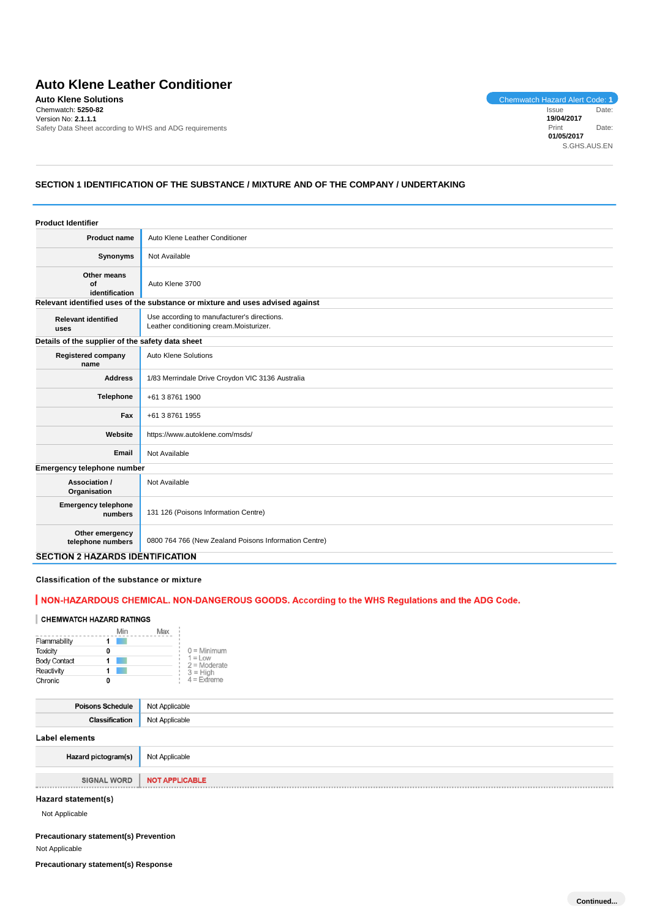# Auto Klene Leather Conditioner

**Auto Klene Solutions**

Chemwatch: **5250-82**
Version No: **2.1.1.1**
Safety Data Sheet according to WHS and ADG requirements

Chemwatch Hazard Alert Code: **1**

Issue Date: **19/04/2017**
Print Date: **01/05/2017**
S.GHS.AUS.EN

## SECTION 1 IDENTIFICATION OF THE SUBSTANCE / MIXTURE AND OF THE COMPANY / UNDERTAKING

### Product Identifier

| | |
|---|---|
| **Product name** | Auto Klene Leather Conditioner |
| **Synonyms** | Not Available |
| **Other means of identification** | Auto Klene 3700 |

### Relevant identified uses of the substance or mixture and uses advised against

| | |
|---|---|
| **Relevant identified uses** | Use according to manufacturer's directions.<br>Leather conditioning cream.Moisturizer. |

### Details of the supplier of the safety data sheet

| | |
|---|---|
| **Registered company name** | Auto Klene Solutions |
| **Address** | 1/83 Merrindale Drive Croydon VIC 3136 Australia |
| **Telephone** | +61 3 8761 1900 |
| **Fax** | +61 3 8761 1955 |
| **Website** | https://www.autoklene.com/msds/ |
| **Email** | Not Available |

### Emergency telephone number

| | |
|---|---|
| **Association / Organisation** | Not Available |
| **Emergency telephone numbers** | 131 126 (Poisons Information Centre) |
| **Other emergency telephone numbers** | 0800 764 766 (New Zealand Poisons Information Centre) |

## SECTION 2 HAZARDS IDENTIFICATION

### Classification of the substance or mixture

**NON-HAZARDOUS CHEMICAL. NON-DANGEROUS GOODS. According to the WHS Regulations and the ADG Code.**

#### CHEMWATCH HAZARD RATINGS

| | Rating |
|---|---|
| Flammability | 1 |
| Toxicity | 0 |
| Body Contact | 1 |
| Reactivity | 1 |
| Chronic | 0 |

0 = Minimum
1 = Low
2 = Moderate
3 = High
4 = Extreme

| | |
|---|---|
| **Poisons Schedule** | Not Applicable |
| **Classification** | Not Applicable |

### Label elements

| | |
|---|---|
| **Hazard pictogram(s)** | Not Applicable |
| **SIGNAL WORD** | **NOT APPLICABLE** |

### Hazard statement(s)

Not Applicable

### Precautionary statement(s) Prevention

Not Applicable

### Precautionary statement(s) Response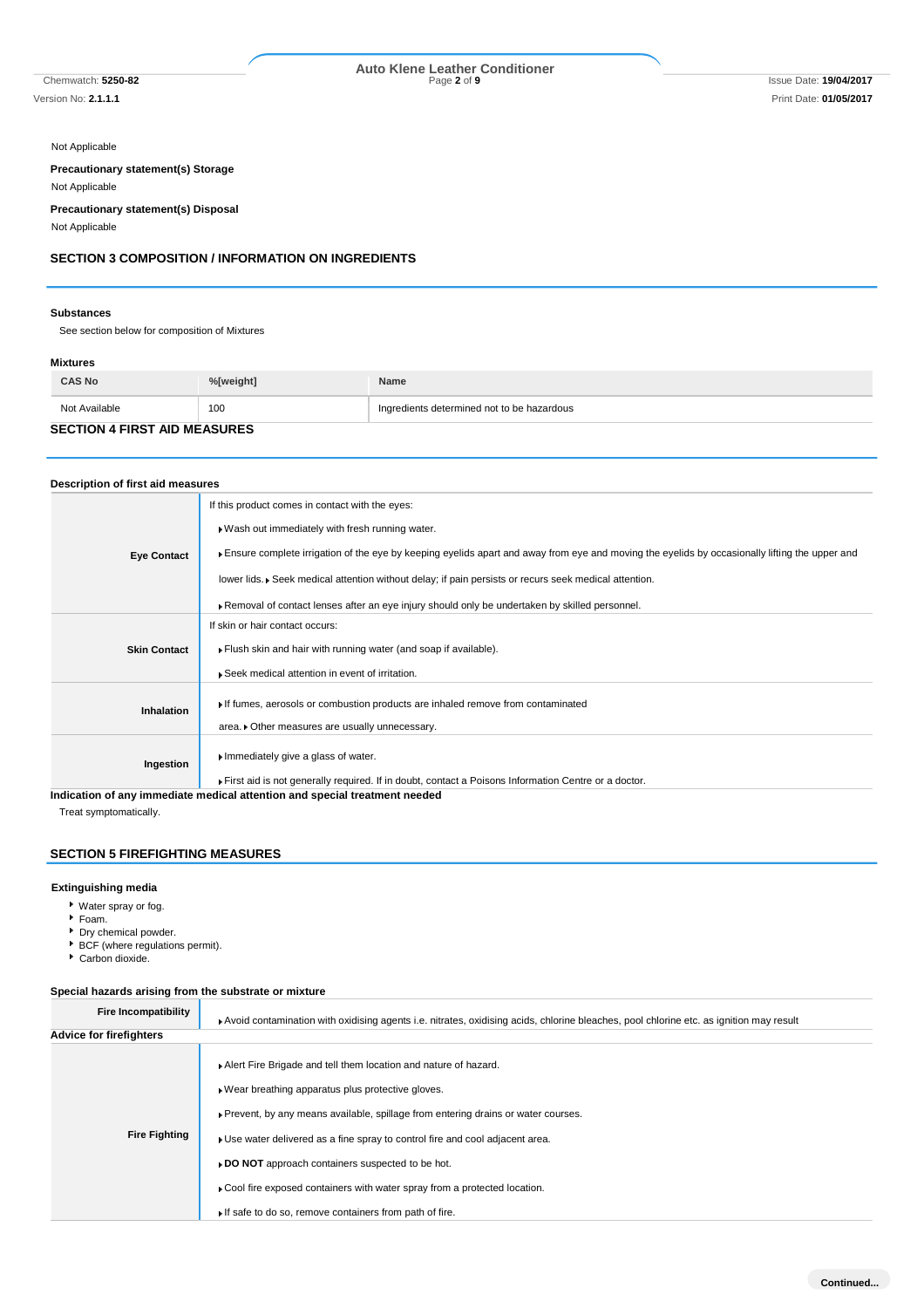Not Applicable

**Precautionary statement(s) Storage**

Not Applicable

**Precautionary statement(s) Disposal**

Not Applicable

## SECTION 3 COMPOSITION / INFORMATION ON INGREDIENTS

### Substances

See section below for composition of Mixtures

### Mixtures

| CAS No | %[weight] | Name |
|---|---|---|
| Not Available | 100 | Ingredients determined not to be hazardous |

## SECTION 4 FIRST AID MEASURES

### Description of first aid measures

| | |
|---|---|
| **Eye Contact** | If this product comes in contact with the eyes: ▶ Wash out immediately with fresh running water. ▶ Ensure complete irrigation of the eye by keeping eyelids apart and away from eye and moving the eyelids by occasionally lifting the upper and lower lids. ▶ Seek medical attention without delay; if pain persists or recurs seek medical attention. ▶ Removal of contact lenses after an eye injury should only be undertaken by skilled personnel. |
| **Skin Contact** | If skin or hair contact occurs: ▶ Flush skin and hair with running water (and soap if available). ▶ Seek medical attention in event of irritation. |
| **Inhalation** | ▶ If fumes, aerosols or combustion products are inhaled remove from contaminated area. ▶ Other measures are usually unnecessary. |
| **Ingestion** | ▶ Immediately give a glass of water. ▶ First aid is not generally required. If in doubt, contact a Poisons Information Centre or a doctor. |

### Indication of any immediate medical attention and special treatment needed

Treat symptomatically.

## SECTION 5 FIREFIGHTING MEASURES

### Extinguishing media

- Water spray or fog.
- Foam.
- Dry chemical powder.
- BCF (where regulations permit).
- Carbon dioxide.

### Special hazards arising from the substrate or mixture

| | |
|---|---|
| **Fire Incompatibility** | ▶ Avoid contamination with oxidising agents i.e. nitrates, oxidising acids, chlorine bleaches, pool chlorine etc. as ignition may result |

### Advice for firefighters

| | |
|---|---|
| **Fire Fighting** | ▶ Alert Fire Brigade and tell them location and nature of hazard. ▶ Wear breathing apparatus plus protective gloves. ▶ Prevent, by any means available, spillage from entering drains or water courses. ▶ Use water delivered as a fine spray to control fire and cool adjacent area. ▶ **DO NOT** approach containers suspected to be hot. ▶ Cool fire exposed containers with water spray from a protected location. ▶ If safe to do so, remove containers from path of fire. |

**Continued...**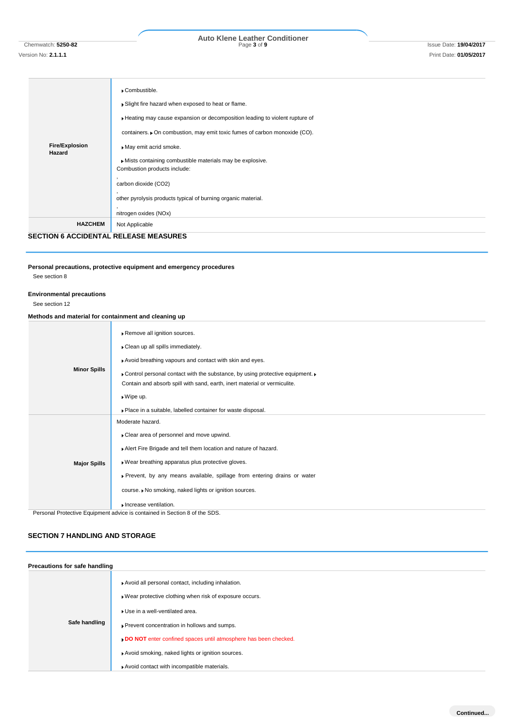| | |
|---|---|
| **Fire/Explosion Hazard** | ▸Combustible.<br>▸Slight fire hazard when exposed to heat or flame.<br>▸Heating may cause expansion or decomposition leading to violent rupture of containers. ▸On combustion, may emit toxic fumes of carbon monoxide (CO).<br>▸May emit acrid smoke.<br>▸Mists containing combustible materials may be explosive.<br>Combustion products include:<br>,<br>carbon dioxide ($CO_2$)<br>,<br>other pyrolysis products typical of burning organic material.<br>,<br>nitrogen oxides ($NO_x$) |
| **HAZCHEM** | Not Applicable |

## SECTION 6 ACCIDENTAL RELEASE MEASURES

**Personal precautions, protective equipment and emergency procedures**

See section 8

**Environmental precautions**

See section 12

**Methods and material for containment and cleaning up**

| | |
|---|---|
| **Minor Spills** | ▸Remove all ignition sources.<br>▸Clean up all spills immediately.<br>▸Avoid breathing vapours and contact with skin and eyes.<br>▸Control personal contact with the substance, by using protective equipment. ▸Contain and absorb spill with sand, earth, inert material or vermiculite.<br>▸Wipe up.<br>▸Place in a suitable, labelled container for waste disposal. |
| **Major Spills** | Moderate hazard.<br>▸Clear area of personnel and move upwind.<br>▸Alert Fire Brigade and tell them location and nature of hazard.<br>▸Wear breathing apparatus plus protective gloves.<br>▸Prevent, by any means available, spillage from entering drains or water course. ▸No smoking, naked lights or ignition sources.<br>▸Increase ventilation. |

Personal Protective Equipment advice is contained in Section 8 of the SDS.

## SECTION 7 HANDLING AND STORAGE

**Precautions for safe handling**

| | |
|---|---|
| **Safe handling** | ▸Avoid all personal contact, including inhalation.<br>▸Wear protective clothing when risk of exposure occurs.<br>▸Use in a well-ventilated area.<br>▸Prevent concentration in hollows and sumps.<br>▸**DO NOT** enter confined spaces until atmosphere has been checked.<br>▸Avoid smoking, naked lights or ignition sources.<br>▸Avoid contact with incompatible materials. |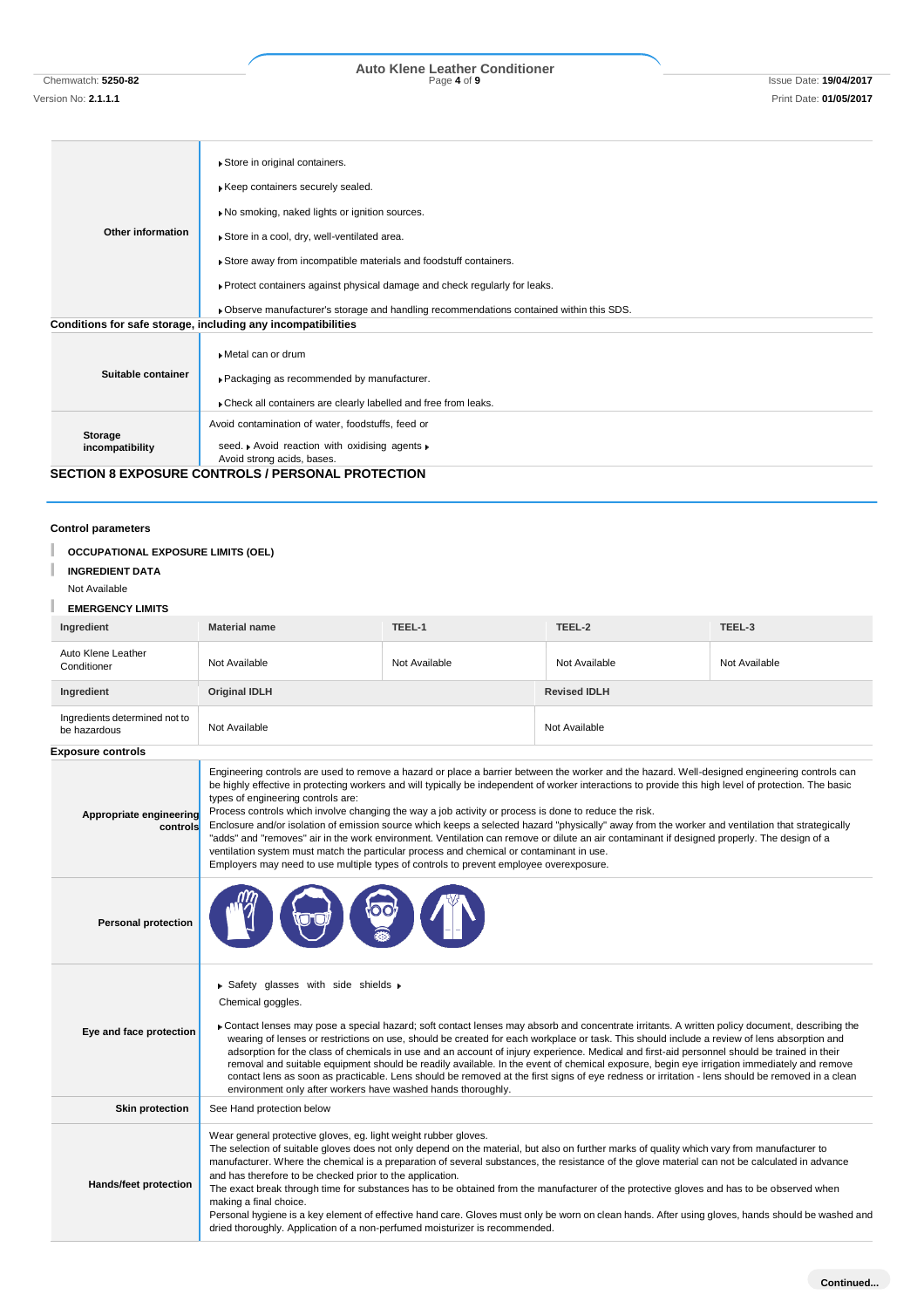| | |
|---|---|
| **Other information** | Store in original containers.<br>Keep containers securely sealed.<br>No smoking, naked lights or ignition sources.<br>Store in a cool, dry, well-ventilated area.<br>Store away from incompatible materials and foodstuff containers.<br>Protect containers against physical damage and check regularly for leaks.<br>Observe manufacturer's storage and handling recommendations contained within this SDS. |

**Conditions for safe storage, including any incompatibilities**

| | |
|---|---|
| **Suitable container** | Metal can or drum<br>Packaging as recommended by manufacturer.<br>Check all containers are clearly labelled and free from leaks. |
| **Storage incompatibility** | Avoid contamination of water, foodstuffs, feed or seed. Avoid reaction with oxidising agents Avoid strong acids, bases. |

## SECTION 8 EXPOSURE CONTROLS / PERSONAL PROTECTION

### Control parameters

**OCCUPATIONAL EXPOSURE LIMITS (OEL)**

**INGREDIENT DATA**

Not Available

**EMERGENCY LIMITS**

| Ingredient | Material name | TEEL-1 | TEEL-2 | TEEL-3 |
|---|---|---|---|---|
| Auto Klene Leather Conditioner | Not Available | Not Available | Not Available | Not Available |

| Ingredient | Original IDLH | Revised IDLH |
|---|---|---|
| Ingredients determined not to be hazardous | Not Available | Not Available |

### Exposure controls

| | |
|---|---|
| **Appropriate engineering controls** | Engineering controls are used to remove a hazard or place a barrier between the worker and the hazard. Well-designed engineering controls can be highly effective in protecting workers and will typically be independent of worker interactions to provide this high level of protection. The basic types of engineering controls are:<br>Process controls which involve changing the way a job activity or process is done to reduce the risk.<br>Enclosure and/or isolation of emission source which keeps a selected hazard "physically" away from the worker and ventilation that strategically "adds" and "removes" air in the work environment. Ventilation can remove or dilute an air contaminant if designed properly. The design of a ventilation system must match the particular process and chemical or contaminant in use.<br>Employers may need to use multiple types of controls to prevent employee overexposure. |
| **Personal protection** | |
| **Eye and face protection** | Safety glasses with side shields<br>Chemical goggles.<br>Contact lenses may pose a special hazard; soft contact lenses may absorb and concentrate irritants. A written policy document, describing the wearing of lenses or restrictions on use, should be created for each workplace or task. This should include a review of lens absorption and adsorption for the class of chemicals in use and an account of injury experience. Medical and first-aid personnel should be trained in their removal and suitable equipment should be readily available. In the event of chemical exposure, begin eye irrigation immediately and remove contact lens as soon as practicable. Lens should be removed at the first signs of eye redness or irritation - lens should be removed in a clean environment only after workers have washed hands thoroughly. |
| **Skin protection** | See Hand protection below |
| **Hands/feet protection** | Wear general protective gloves, eg. light weight rubber gloves.<br>The selection of suitable gloves does not only depend on the material, but also on further marks of quality which vary from manufacturer to manufacturer. Where the chemical is a preparation of several substances, the resistance of the glove material can not be calculated in advance and has therefore to be checked prior to the application.<br>The exact break through time for substances has to be obtained from the manufacturer of the protective gloves and has to be observed when making a final choice.<br>Personal hygiene is a key element of effective hand care. Gloves must only be worn on clean hands. After using gloves, hands should be washed and dried thoroughly. Application of a non-perfumed moisturizer is recommended. |

Continued...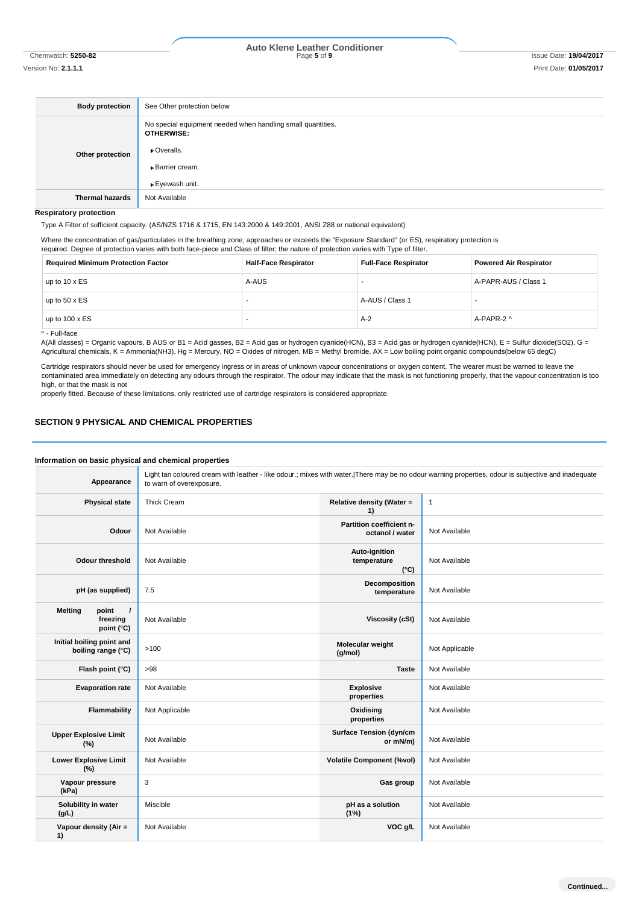| | |
|---|---|
| **Body protection** | See Other protection below |
| **Other protection** | No special equipment needed when handling small quantities.<br>**OTHERWISE:**<br>▶ Overalls.<br>▶ Barrier cream.<br>▶ Eyewash unit. |
| **Thermal hazards** | Not Available |

**Respiratory protection**

Type A Filter of sufficient capacity. (AS/NZS 1716 & 1715, EN 143:2000 & 149:2001, ANSI Z88 or national equivalent)

Where the concentration of gas/particulates in the breathing zone, approaches or exceeds the "Exposure Standard" (or ES), respiratory protection is required. Degree of protection varies with both face-piece and Class of filter; the nature of protection varies with Type of filter.

| Required Minimum Protection Factor | Half-Face Respirator | Full-Face Respirator | Powered Air Respirator |
|---|---|---|---|
| up to 10 x ES | A-AUS | - | A-PAPR-AUS / Class 1 |
| up to 50 x ES | - | A-AUS / Class 1 | - |
| up to 100 x ES | - | A-2 | A-PAPR-2 ^ |

^ - Full-face

A(All classes) = Organic vapours, B AUS or B1 = Acid gasses, B2 = Acid gas or hydrogen cyanide(HCN), B3 = Acid gas or hydrogen cyanide(HCN), E = Sulfur dioxide(SO2), G = Agricultural chemicals, K = Ammonia(NH3), Hg = Mercury, NO = Oxides of nitrogen, MB = Methyl bromide, AX = Low boiling point organic compounds(below 65 degC)

Cartridge respirators should never be used for emergency ingress or in areas of unknown vapour concentrations or oxygen content. The wearer must be warned to leave the contaminated area immediately on detecting any odours through the respirator. The odour may indicate that the mask is not functioning properly, that the vapour concentration is too high, or that the mask is not properly fitted. Because of these limitations, only restricted use of cartridge respirators is considered appropriate.

## SECTION 9 PHYSICAL AND CHEMICAL PROPERTIES

### Information on basic physical and chemical properties

| | | | |
|---|---|---|---|
| **Appearance** | Light tan coloured cream with leather - like odour.; mixes with water.\|There may be no odour warning properties, odour is subjective and inadequate to warn of overexposure. | | |
| **Physical state** | Thick Cream | **Relative density (Water = 1)** | 1 |
| **Odour** | Not Available | **Partition coefficient n-octanol / water** | Not Available |
| **Odour threshold** | Not Available | **Auto-ignition temperature (°C)** | Not Available |
| **pH (as supplied)** | 7.5 | **Decomposition temperature** | Not Available |
| **Melting point / freezing point (°C)** | Not Available | **Viscosity (cSt)** | Not Available |
| **Initial boiling point and boiling range (°C)** | >100 | **Molecular weight (g/mol)** | Not Applicable |
| **Flash point (°C)** | >98 | **Taste** | Not Available |
| **Evaporation rate** | Not Available | **Explosive properties** | Not Available |
| **Flammability** | Not Applicable | **Oxidising properties** | Not Available |
| **Upper Explosive Limit (%)** | Not Available | **Surface Tension (dyn/cm or mN/m)** | Not Available |
| **Lower Explosive Limit (%)** | Not Available | **Volatile Component (%vol)** | Not Available |
| **Vapour pressure (kPa)** | 3 | **Gas group** | Not Available |
| **Solubility in water (g/L)** | Miscible | **pH as a solution (1%)** | Not Available |
| **Vapour density (Air = 1)** | Not Available | **VOC g/L** | Not Available |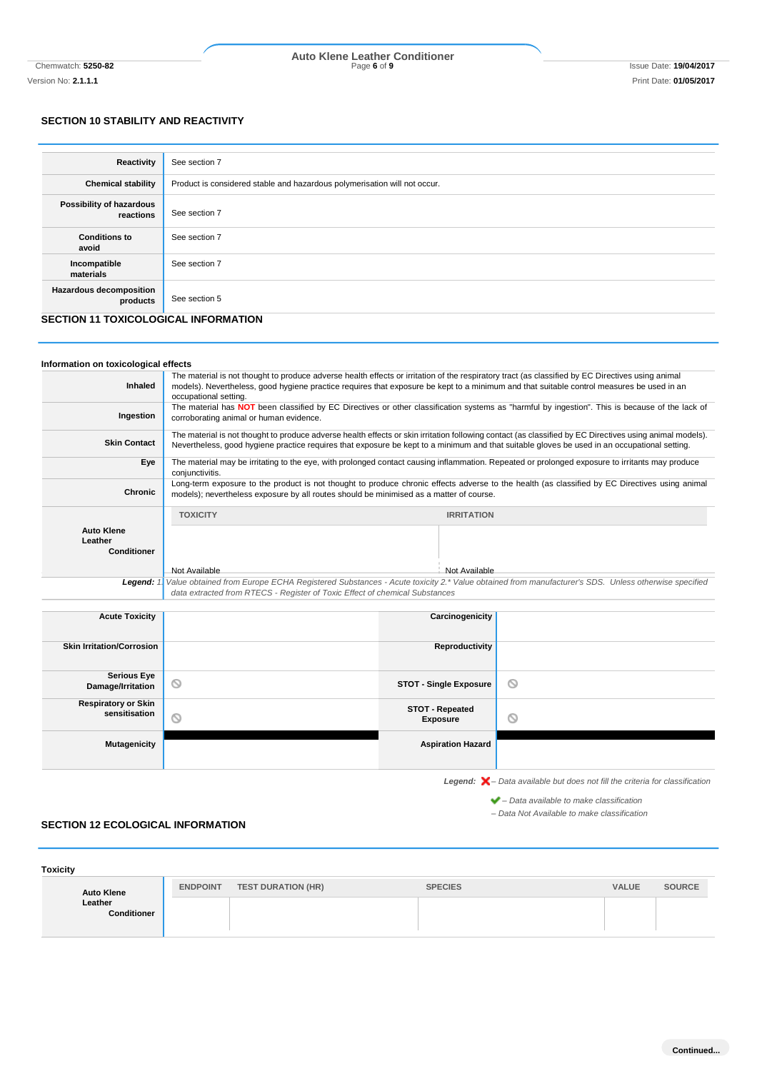## SECTION 10 STABILITY AND REACTIVITY

| | |
|---|---|
| **Reactivity** | See section 7 |
| **Chemical stability** | Product is considered stable and hazardous polymerisation will not occur. |
| **Possibility of hazardous reactions** | See section 7 |
| **Conditions to avoid** | See section 7 |
| **Incompatible materials** | See section 7 |
| **Hazardous decomposition products** | See section 5 |

## SECTION 11 TOXICOLOGICAL INFORMATION

### Information on toxicological effects

| | |
|---|---|
| **Inhaled** | The material is not thought to produce adverse health effects or irritation of the respiratory tract (as classified by EC Directives using animal models). Nevertheless, good hygiene practice requires that exposure be kept to a minimum and that suitable control measures be used in an occupational setting. |
| **Ingestion** | The material has **NOT** been classified by EC Directives or other classification systems as "harmful by ingestion". This is because of the lack of corroborating animal or human evidence. |
| **Skin Contact** | The material is not thought to produce adverse health effects or skin irritation following contact (as classified by EC Directives using animal models). Nevertheless, good hygiene practice requires that exposure be kept to a minimum and that suitable gloves be used in an occupational setting. |
| **Eye** | The material may be irritating to the eye, with prolonged contact causing inflammation. Repeated or prolonged exposure to irritants may produce conjunctivitis. |
| **Chronic** | Long-term exposure to the product is not thought to produce chronic effects adverse to the health (as classified by EC Directives using animal models); nevertheless exposure by all routes should be minimised as a matter of course. |

| | TOXICITY | IRRITATION |
|---|---|---|
| **Auto Klene Leather Conditioner** | Not Available | Not Available |

***Legend:*** *1. Value obtained from Europe ECHA Registered Substances - Acute toxicity 2.\* Value obtained from manufacturer's SDS. Unless otherwise specified data extracted from RTECS - Register of Toxic Effect of chemical Substances*

| | | | |
|---|---|---|---|
| **Acute Toxicity** | | **Carcinogenicity** | |
| **Skin Irritation/Corrosion** | | **Reproductivity** | |
| **Serious Eye Damage/Irritation** | ⊘ | **STOT - Single Exposure** | ⊘ |
| **Respiratory or Skin sensitisation** | ⊘ | **STOT - Repeated Exposure** | ⊘ |
| **Mutagenicity** | | **Aspiration Hazard** | |

***Legend:*** ❌ *– Data available but does not fill the criteria for classification*
✔ *– Data available to make classification*
⊘ *– Data Not Available to make classification*

## SECTION 12 ECOLOGICAL INFORMATION

### Toxicity

| | ENDPOINT | TEST DURATION (HR) | SPECIES | VALUE | SOURCE |
|---|---|---|---|---|---|
| **Auto Klene Leather Conditioner** | | | | | |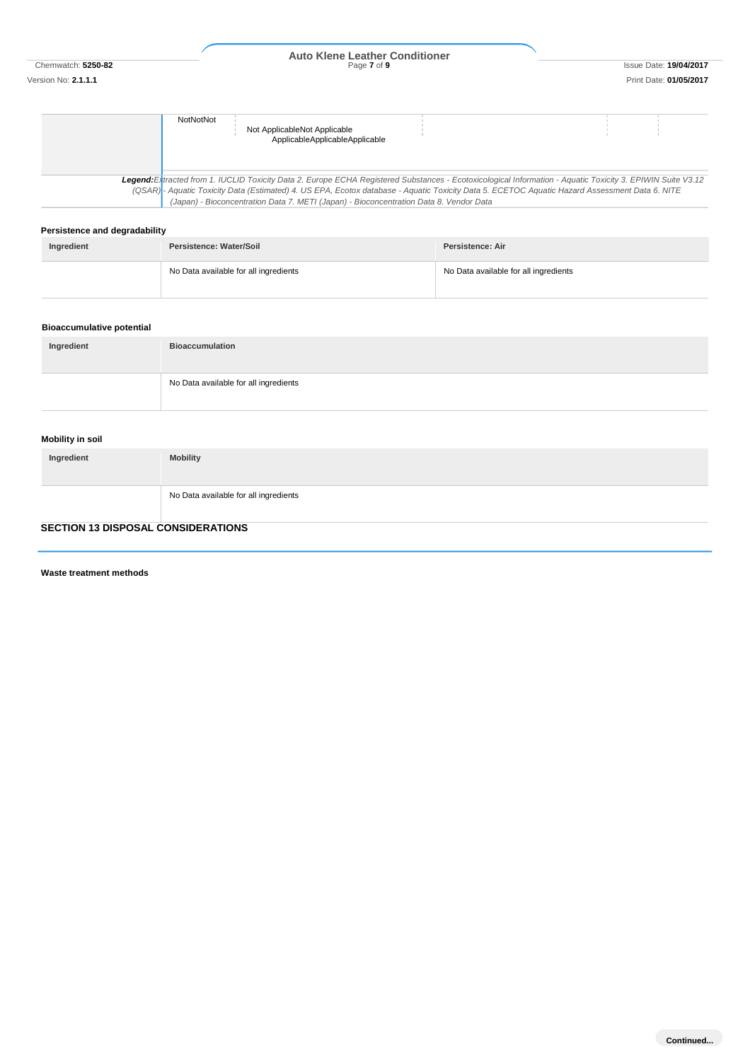| | NotNotNot | Not ApplicableNot Applicable ApplicableApplicableApplicable | | | |
|---|---|---|---|---|---|

***Legend:*** *Extracted from 1. IUCLID Toxicity Data 2. Europe ECHA Registered Substances - Ecotoxicological Information - Aquatic Toxicity 3. EPIWIN Suite V3.12 (QSAR) - Aquatic Toxicity Data (Estimated) 4. US EPA, Ecotox database - Aquatic Toxicity Data 5. ECETOC Aquatic Hazard Assessment Data 6. NITE (Japan) - Bioconcentration Data 7. METI (Japan) - Bioconcentration Data 8. Vendor Data*

### Persistence and degradability

| Ingredient | Persistence: Water/Soil | Persistence: Air |
|---|---|---|
| | No Data available for all ingredients | No Data available for all ingredients |

### Bioaccumulative potential

| Ingredient | Bioaccumulation |
|---|---|
| | No Data available for all ingredients |

### Mobility in soil

| Ingredient | Mobility |
|---|---|
| | No Data available for all ingredients |

## SECTION 13 DISPOSAL CONSIDERATIONS

### Waste treatment methods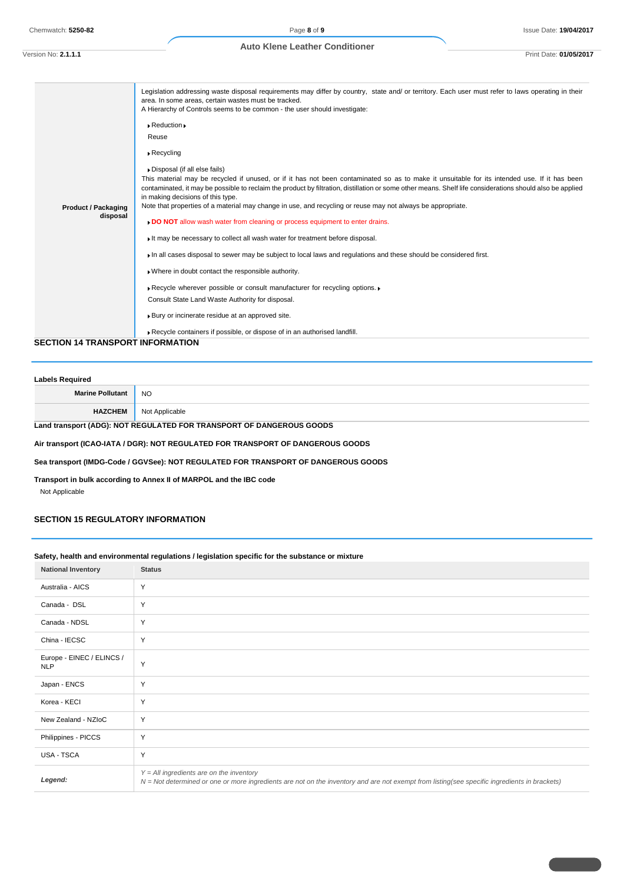| | |
|---|---|
| **Product / Packaging disposal** | Legislation addressing waste disposal requirements may differ by country, state and/ or territory. Each user must refer to laws operating in their area. In some areas, certain wastes must be tracked.<br>A Hierarchy of Controls seems to be common - the user should investigate:<br>▶ Reduction ▶<br>Reuse<br>▶ Recycling<br>▶ Disposal (if all else fails)<br>This material may be recycled if unused, or if it has not been contaminated so as to make it unsuitable for its intended use. If it has been contaminated, it may be possible to reclaim the product by filtration, distillation or some other means. Shelf life considerations should also be applied in making decisions of this type.<br>Note that properties of a material may change in use, and recycling or reuse may not always be appropriate.<br>▶ **DO NOT** allow wash water from cleaning or process equipment to enter drains.<br>▶ It may be necessary to collect all wash water for treatment before disposal.<br>▶ In all cases disposal to sewer may be subject to local laws and regulations and these should be considered first.<br>▶ Where in doubt contact the responsible authority.<br>▶ Recycle wherever possible or consult manufacturer for recycling options. ▶<br>Consult State Land Waste Authority for disposal.<br>▶ Bury or incinerate residue at an approved site.<br>▶ Recycle containers if possible, or dispose of in an authorised landfill. |

## SECTION 14 TRANSPORT INFORMATION

**Labels Required**

| | |
|---|---|
| **Marine Pollutant** | NO |
| **HAZCHEM** | Not Applicable |

**Land transport (ADG): NOT REGULATED FOR TRANSPORT OF DANGEROUS GOODS**

**Air transport (ICAO-IATA / DGR): NOT REGULATED FOR TRANSPORT OF DANGEROUS GOODS**

**Sea transport (IMDG-Code / GGVSee): NOT REGULATED FOR TRANSPORT OF DANGEROUS GOODS**

**Transport in bulk according to Annex II of MARPOL and the IBC code**

Not Applicable

## SECTION 15 REGULATORY INFORMATION

**Safety, health and environmental regulations / legislation specific for the substance or mixture**

| National Inventory | Status |
|---|---|
| Australia - AICS | Y |
| Canada - DSL | Y |
| Canada - NDSL | Y |
| China - IECSC | Y |
| Europe - EINEC / ELINCS / NLP | Y |
| Japan - ENCS | Y |
| Korea - KECI | Y |
| New Zealand - NZIoC | Y |
| Philippines - PICCS | Y |
| USA - TSCA | Y |
| ***Legend:*** | *Y = All ingredients are on the inventory*<br>*N = Not determined or one or more ingredients are not on the inventory and are not exempt from listing(see specific ingredients in brackets)* |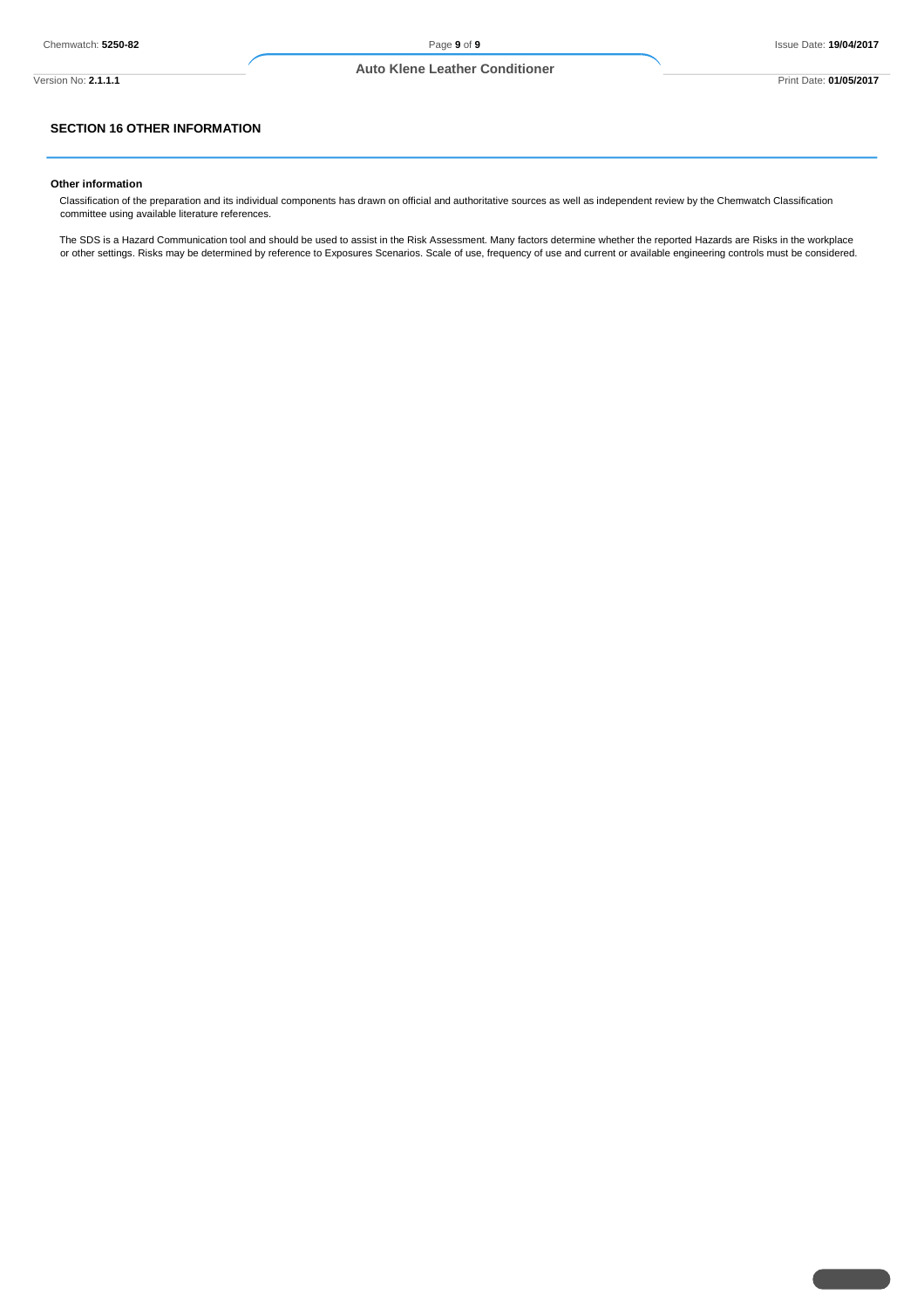## SECTION 16 OTHER INFORMATION

### Other information

Classification of the preparation and its individual components has drawn on official and authoritative sources as well as independent review by the Chemwatch Classification committee using available literature references.

The SDS is a Hazard Communication tool and should be used to assist in the Risk Assessment. Many factors determine whether the reported Hazards are Risks in the workplace or other settings. Risks may be determined by reference to Exposures Scenarios. Scale of use, frequency of use and current or available engineering controls must be considered.